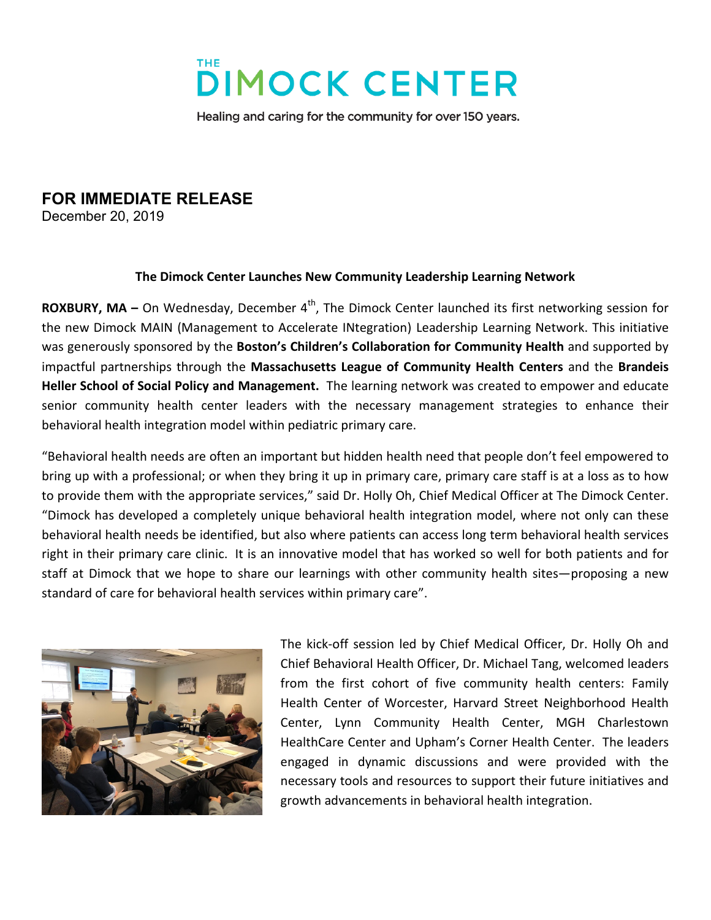THE DIMOCK CENTER

Healing and caring for the community for over 150 years.

## FOR IMMEDIATE RELEASE

December 20, 2019

**The Dimock Center Launches New Community Leadership Learning Network**

**ROXBURY, MA –** On Wednesday, December 4th, The Dimock Center launched its first networking session for the new Dimock MAIN (Management to Accelerate INtegration) Leadership Learning Network. This initiative was generously sponsored by the **Boston's Children's Collaboration for Community Health** and supported by impactful partnerships through the **Massachusetts League of Community Health Centers** and the **Brandeis Heller School of Social Policy and Management.** The learning network was created to empower and educate senior community health center leaders with the necessary management strategies to enhance their behavioral health integration model within pediatric primary care.

"Behavioral health needs are often an important but hidden health need that people don't feel empowered to bring up with a professional; or when they bring it up in primary care, primary care staff is at a loss as to how to provide them with the appropriate services," said Dr. Holly Oh, Chief Medical Officer at The Dimock Center. "Dimock has developed a completely unique behavioral health integration model, where not only can these behavioral health needs be identified, but also where patients can access long term behavioral health services right in their primary care clinic. It is an innovative model that has worked so well for both patients and for staff at Dimock that we hope to share our learnings with other community health sites—proposing a new standard of care for behavioral health services within primary care".

The kick-off session led by Chief Medical Officer, Dr. Holly Oh and Chief Behavioral Health Officer, Dr. Michael Tang, welcomed leaders from the first cohort of five community health centers: Family Health Center of Worcester, Harvard Street Neighborhood Health Center, Lynn Community Health Center, MGH Charlestown HealthCare Center and Upham's Corner Health Center. The leaders engaged in dynamic discussions and were provided with the necessary tools and resources to support their future initiatives and growth advancements in behavioral health integration.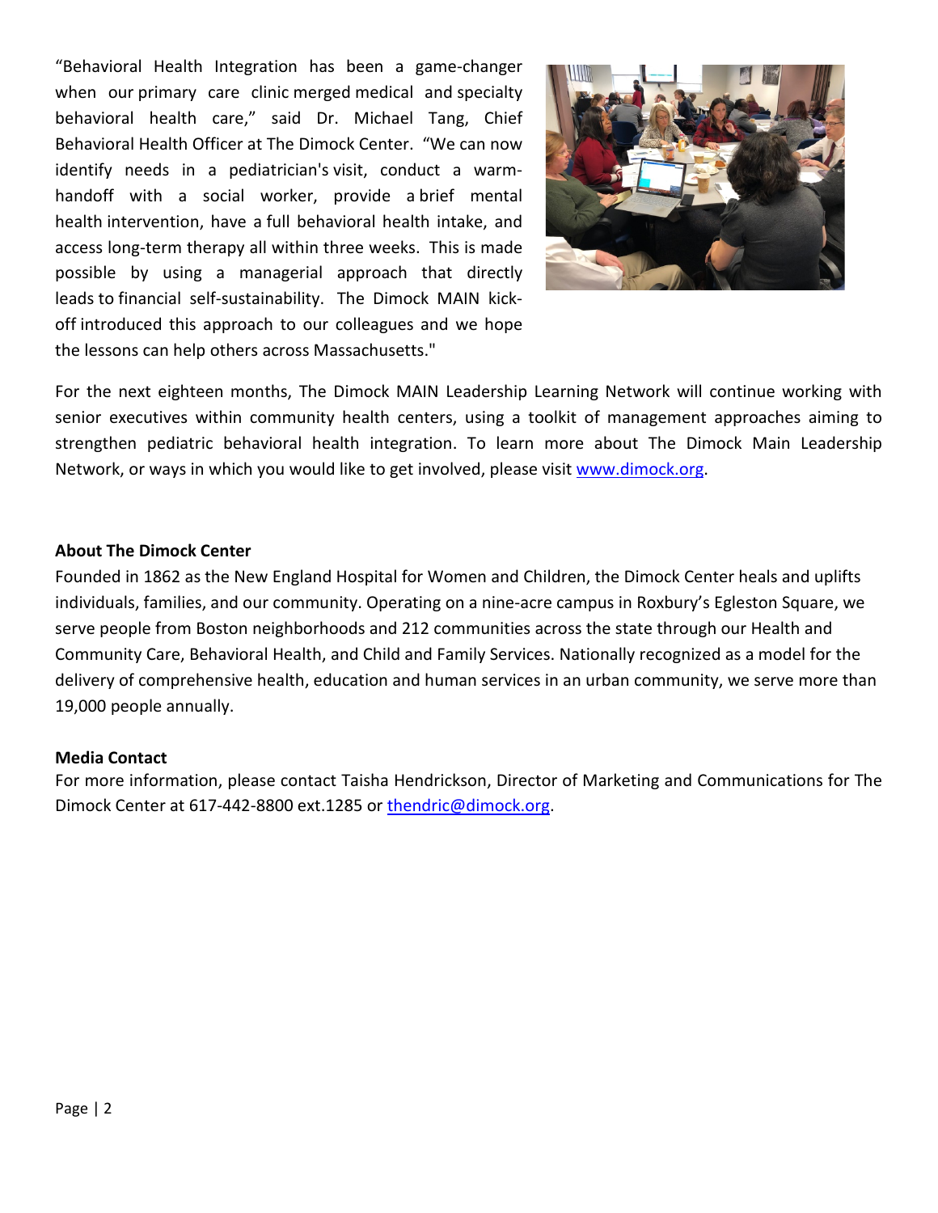"Behavioral Health Integration has been a game-changer when our primary care clinic merged medical and specialty behavioral health care," said Dr. Michael Tang, Chief Behavioral Health Officer at The Dimock Center. "We can now identify needs in a pediatrician's visit, conduct a warm-handoff with a social worker, provide a brief mental health intervention, have a full behavioral health intake, and access long-term therapy all within three weeks. This is made possible by using a managerial approach that directly leads to financial self-sustainability. The Dimock MAIN kick-off introduced this approach to our colleagues and we hope the lessons can help others across Massachusetts."

For the next eighteen months, The Dimock MAIN Leadership Learning Network will continue working with senior executives within community health centers, using a toolkit of management approaches aiming to strengthen pediatric behavioral health integration. To learn more about The Dimock Main Leadership Network, or ways in which you would like to get involved, please visit [www.dimock.org](http://www.dimock.org).

**About The Dimock Center**

Founded in 1862 as the New England Hospital for Women and Children, the Dimock Center heals and uplifts individuals, families, and our community. Operating on a nine-acre campus in Roxbury's Egleston Square, we serve people from Boston neighborhoods and 212 communities across the state through our Health and Community Care, Behavioral Health, and Child and Family Services. Nationally recognized as a model for the delivery of comprehensive health, education and human services in an urban community, we serve more than 19,000 people annually.

**Media Contact**

For more information, please contact Taisha Hendrickson, Director of Marketing and Communications for The Dimock Center at 617-442-8800 ext.1285 or [thendric@dimock.org](mailto:thendric@dimock.org).